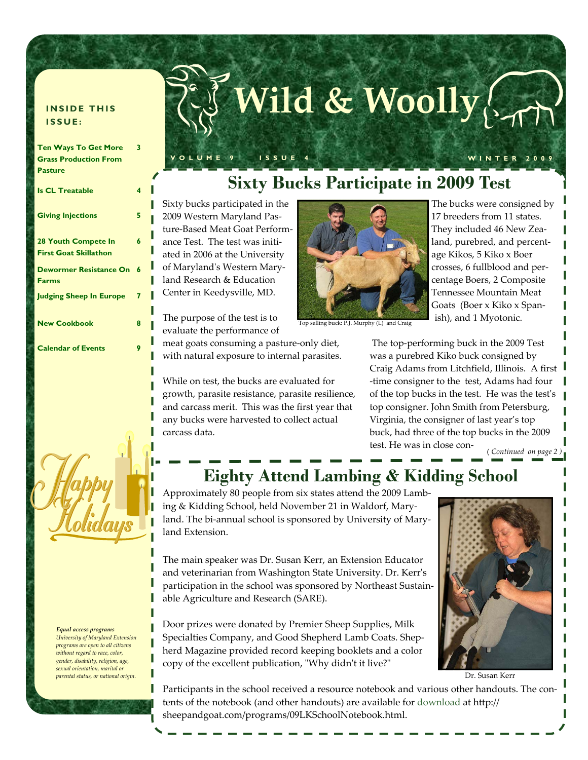# Wild & Woolly

VOLUME 9 ISSUE 4 WINTER 2009

**INSIDE THIS ISSUE:**

| | |
|---|---|
| Ten Ways To Get More Grass Production From Pasture | 3 |
| Is CL Treatable | 4 |
| Giving Injections | 5 |
| 28 Youth Compete In First Goat Skillathon | 6 |
| Dewormer Resistance On Farms | 6 |
| Judging Sheep In Europe | 7 |
| New Cookbook | 8 |
| Calendar of Events | 9 |

Happy Holidays

## Sixty Bucks Participate in 2009 Test

Sixty bucks participated in the 2009 Western Maryland Pasture-Based Meat Goat Performance Test. The test was initiated in 2006 at the University of Maryland's Western Maryland Research & Education Center in Keedysville, MD.

The purpose of the test is to evaluate the performance of meat goats consuming a pasture-only diet, with natural exposure to internal parasites.

While on test, the bucks are evaluated for growth, parasite resistance, parasite resilience, and carcass merit. This was the first year that any bucks were harvested to collect actual carcass data.

Top selling buck: P.J. Murphy (L) and Craig

The bucks were consigned by 17 breeders from 11 states. They included 46 New Zealand, purebred, and percentage Kikos, 5 Kiko x Boer crosses, 6 fullblood and percentage Boers, 2 Composite Tennessee Mountain Meat Goats (Boer x Kiko x Spanish), and 1 Myotonic.

The top-performing buck in the 2009 Test was a purebred Kiko buck consigned by Craig Adams from Litchfield, Illinois. A first-time consigner to the test, Adams had four of the top bucks in the test. He was the test's top consigner. John Smith from Petersburg, Virginia, the consigner of last year's top buck, had three of the top bucks in the 2009 test. He was in close con-

*(Continued on page 2)*

## Eighty Attend Lambing & Kidding School

Approximately 80 people from six states attend the 2009 Lambing & Kidding School, held November 21 in Waldorf, Maryland. The bi-annual school is sponsored by University of Maryland Extension.

The main speaker was Dr. Susan Kerr, an Extension Educator and veterinarian from Washington State University. Dr. Kerr's participation in the school was sponsored by Northeast Sustainable Agriculture and Research (SARE).

Door prizes were donated by Premier Sheep Supplies, Milk Specialties Company, and Good Shepherd Lamb Coats. Shepherd Magazine provided record keeping booklets and a color copy of the excellent publication, "Why didn't it live?"

Dr. Susan Kerr

Participants in the school received a resource notebook and various other handouts. The contents of the notebook (and other handouts) are available for download at http://sheepandgoat.com/programs/09LKSchoolNotebook.html.

***Equal access programs***

*University of Maryland Extension programs are open to all citizens without regard to race, color, gender, disability, religion, age, sexual orientation, marital or parental status, or national origin.*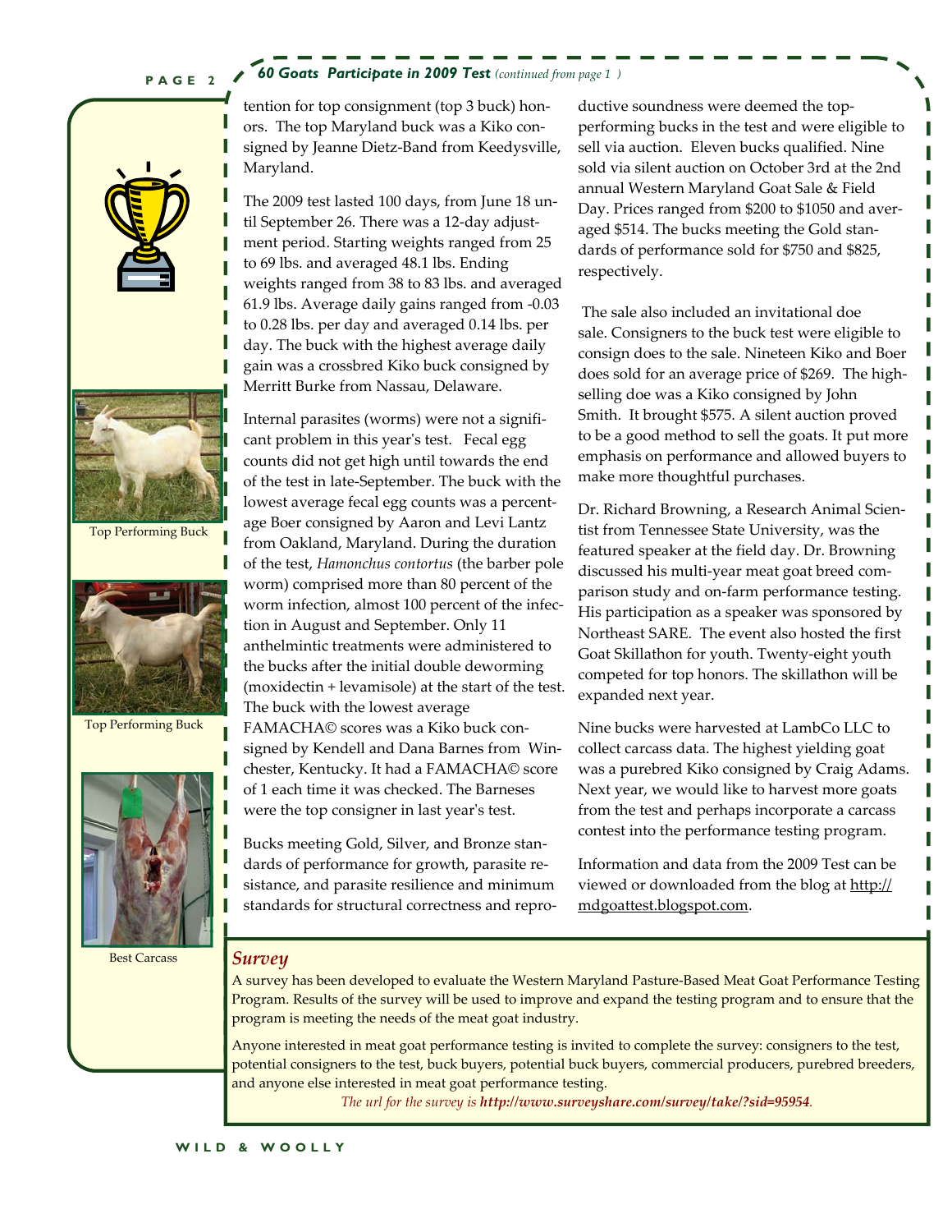### 60 Goats Participate in 2009 Test *(continued from page 1)*

tention for top consignment (top 3 buck) honors. The top Maryland buck was a Kiko consigned by Jeanne Dietz-Band from Keedysville, Maryland.

The 2009 test lasted 100 days, from June 18 until September 26. There was a 12-day adjustment period. Starting weights ranged from 25 to 69 lbs. and averaged 48.1 lbs. Ending weights ranged from 38 to 83 lbs. and averaged 61.9 lbs. Average daily gains ranged from -0.03 to 0.28 lbs. per day and averaged 0.14 lbs. per day. The buck with the highest average daily gain was a crossbred Kiko buck consigned by Merritt Burke from Nassau, Delaware.

Internal parasites (worms) were not a significant problem in this year's test. Fecal egg counts did not get high until towards the end of the test in late-September. The buck with the lowest average fecal egg counts was a percentage Boer consigned by Aaron and Levi Lantz from Oakland, Maryland. During the duration of the test, *Hamonchus contortus* (the barber pole worm) comprised more than 80 percent of the worm infection, almost 100 percent of the infection in August and September. Only 11 anthelmintic treatments were administered to the bucks after the initial double deworming (moxidectin + levamisole) at the start of the test. The buck with the lowest average FAMACHA© scores was a Kiko buck consigned by Kendell and Dana Barnes from Winchester, Kentucky. It had a FAMACHA© score of 1 each time it was checked. The Barneses were the top consigner in last year's test.

Bucks meeting Gold, Silver, and Bronze standards of performance for growth, parasite resistance, and parasite resilience and minimum standards for structural correctness and reproductive soundness were deemed the top-performing bucks in the test and were eligible to sell via auction. Eleven bucks qualified. Nine sold via silent auction on October 3rd at the 2nd annual Western Maryland Goat Sale & Field Day. Prices ranged from $200 to $1050 and averaged $514. The bucks meeting the Gold standards of performance sold for $750 and $825, respectively.

The sale also included an invitational doe sale. Consigners to the buck test were eligible to consign does to the sale. Nineteen Kiko and Boer does sold for an average price of $269. The high-selling doe was a Kiko consigned by John Smith. It brought $575. A silent auction proved to be a good method to sell the goats. It put more emphasis on performance and allowed buyers to make more thoughtful purchases.

Dr. Richard Browning, a Research Animal Scientist from Tennessee State University, was the featured speaker at the field day. Dr. Browning discussed his multi-year meat goat breed comparison study and on-farm performance testing. His participation as a speaker was sponsored by Northeast SARE. The event also hosted the first Goat Skillathon for youth. Twenty-eight youth competed for top honors. The skillathon will be expanded next year.

Nine bucks were harvested at LambCo LLC to collect carcass data. The highest yielding goat was a purebred Kiko consigned by Craig Adams. Next year, we would like to harvest more goats from the test and perhaps incorporate a carcass contest into the performance testing program.

Information and data from the 2009 Test can be viewed or downloaded from the blog at http://mdgoattest.blogspot.com.

Top Performing Buck

Top Performing Buck

Best Carcass

## *Survey*

A survey has been developed to evaluate the Western Maryland Pasture-Based Meat Goat Performance Testing Program. Results of the survey will be used to improve and expand the testing program and to ensure that the program is meeting the needs of the meat goat industry.

Anyone interested in meat goat performance testing is invited to complete the survey: consigners to the test, potential consigners to the test, buck buyers, potential buck buyers, commercial producers, purebred breeders, and anyone else interested in meat goat performance testing.

*The url for the survey is **http://www.surveyshare.com/survey/take/?sid=95954**.*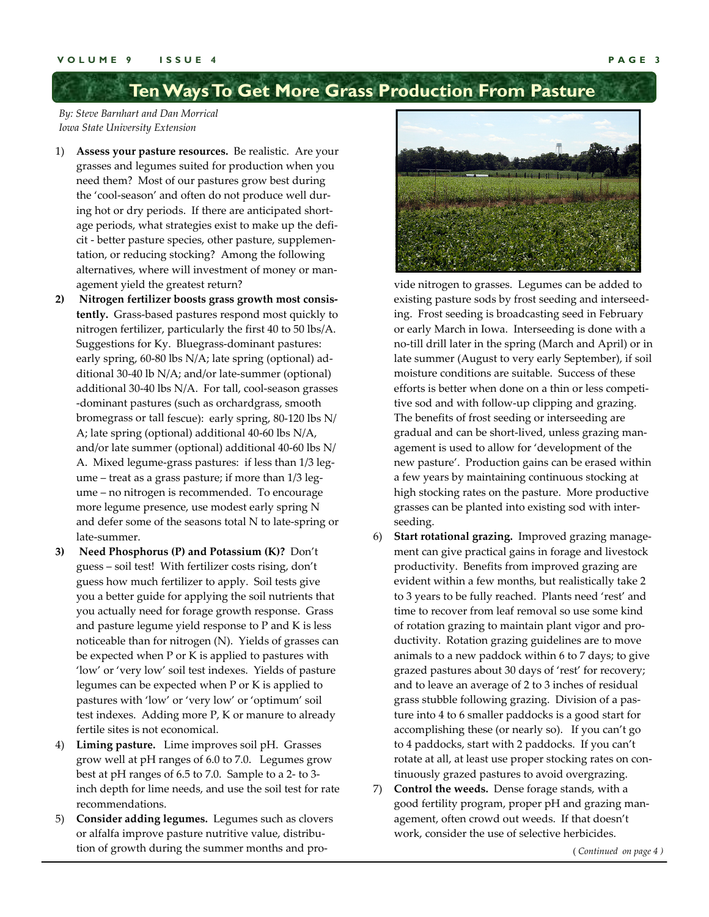# Ten Ways To Get More Grass Production From Pasture

*By: Steve Barnhart and Dan Morrical*
*Iowa State University Extension*

1) **Assess your pasture resources.** Be realistic. Are your grasses and legumes suited for production when you need them? Most of our pastures grow best during the 'cool-season' and often do not produce well during hot or dry periods. If there are anticipated shortage periods, what strategies exist to make up the deficit - better pasture species, other pasture, supplementation, or reducing stocking? Among the following alternatives, where will investment of money or management yield the greatest return?

2) **Nitrogen fertilizer boosts grass growth most consistently.** Grass-based pastures respond most quickly to nitrogen fertilizer, particularly the first 40 to 50 lbs/A. Suggestions for Ky. Bluegrass-dominant pastures: early spring, 60-80 lbs N/A; late spring (optional) additional 30-40 lb N/A; and/or late-summer (optional) additional 30-40 lbs N/A. For tall, cool-season grasses -dominant pastures (such as orchardgrass, smooth bromegrass or tall fescue): early spring, 80-120 lbs N/A; late spring (optional) additional 40-60 lbs N/A, and/or late summer (optional) additional 40-60 lbs N/A. Mixed legume-grass pastures: if less than 1/3 legume – treat as a grass pasture; if more than 1/3 legume – no nitrogen is recommended. To encourage more legume presence, use modest early spring N and defer some of the seasons total N to late-spring or late-summer.

3) **Need Phosphorus (P) and Potassium (K)?** Don't guess – soil test! With fertilizer costs rising, don't guess how much fertilizer to apply. Soil tests give you a better guide for applying the soil nutrients that you actually need for forage growth response. Grass and pasture legume yield response to P and K is less noticeable than for nitrogen (N). Yields of grasses can be expected when P or K is applied to pastures with 'low' or 'very low' soil test indexes. Yields of pasture legumes can be expected when P or K is applied to pastures with 'low' or 'very low' or 'optimum' soil test indexes. Adding more P, K or manure to already fertile sites is not economical.

4) **Liming pasture.** Lime improves soil pH. Grasses grow well at pH ranges of 6.0 to 7.0. Legumes grow best at pH ranges of 6.5 to 7.0. Sample to a 2- to 3-inch depth for lime needs, and use the soil test for rate recommendations.

5) **Consider adding legumes.** Legumes such as clovers or alfalfa improve pasture nutritive value, distribution of growth during the summer months and provide nitrogen to grasses. Legumes can be added to existing pasture sods by frost seeding and interseeding. Frost seeding is broadcasting seed in February or early March in Iowa. Interseeding is done with a no-till drill later in the spring (March and April) or in late summer (August to very early September), if soil moisture conditions are suitable. Success of these efforts is better when done on a thin or less competitive sod and with follow-up clipping and grazing. The benefits of frost seeding or interseeding are gradual and can be short-lived, unless grazing management is used to allow for 'development of the new pasture'. Production gains can be erased within a few years by maintaining continuous stocking at high stocking rates on the pasture. More productive grasses can be planted into existing sod with interseeding.

6) **Start rotational grazing.** Improved grazing management can give practical gains in forage and livestock productivity. Benefits from improved grazing are evident within a few months, but realistically take 2 to 3 years to be fully reached. Plants need 'rest' and time to recover from leaf removal so use some kind of rotation grazing to maintain plant vigor and productivity. Rotation grazing guidelines are to move animals to a new paddock within 6 to 7 days; to give grazed pastures about 30 days of 'rest' for recovery; and to leave an average of 2 to 3 inches of residual grass stubble following grazing. Division of a pasture into 4 to 6 smaller paddocks is a good start for accomplishing these (or nearly so). If you can't go to 4 paddocks, start with 2 paddocks. If you can't rotate at all, at least use proper stocking rates on continuously grazed pastures to avoid overgrazing.

7) **Control the weeds.** Dense forage stands, with a good fertility program, proper pH and grazing management, often crowd out weeds. If that doesn't work, consider the use of selective herbicides.

*(Continued on page 4)*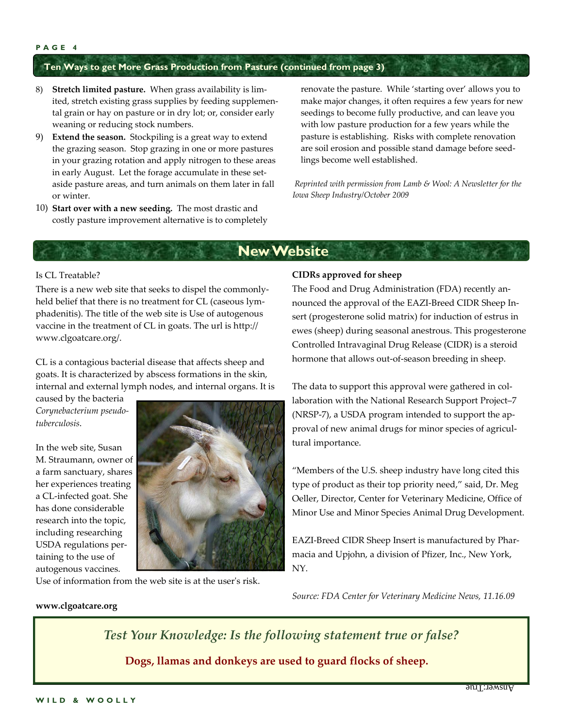## Ten Ways to get More Grass Production from Pasture (continued from page 3)

8) **Stretch limited pasture.** When grass availability is limited, stretch existing grass supplies by feeding supplemental grain or hay on pasture or in dry lot; or, consider early weaning or reducing stock numbers.
9) **Extend the season.** Stockpiling is a great way to extend the grazing season. Stop grazing in one or more pastures in your grazing rotation and apply nitrogen to these areas in early August. Let the forage accumulate in these set-aside pasture areas, and turn animals on them later in fall or winter.
10) **Start over with a new seeding.** The most drastic and costly pasture improvement alternative is to completely renovate the pasture. While 'starting over' allows you to make major changes, it often requires a few years for new seedings to become fully productive, and can leave you with low pasture production for a few years while the pasture is establishing. Risks with complete renovation are soil erosion and possible stand damage before seedlings become well established.

*Reprinted with permission from Lamb & Wool: A Newsletter for the Iowa Sheep Industry/October 2009*

## New Website

Is CL Treatable?

There is a new web site that seeks to dispel the commonly-held belief that there is no treatment for CL (caseous lymphadenitis). The title of the web site is Use of autogenous vaccine in the treatment of CL in goats. The url is http://www.clgoatcare.org/.

CL is a contagious bacterial disease that affects sheep and goats. It is characterized by abscess formations in the skin, internal and external lymph nodes, and internal organs. It is caused by the bacteria *Corynebacterium pseudotuberculosis*.

In the web site, Susan M. Straumann, owner of a farm sanctuary, shares her experiences treating a CL-infected goat. She has done considerable research into the topic, including researching USDA regulations pertaining to the use of autogenous vaccines.

Use of information from the web site is at the user's risk.

**www.clgoatcare.org**

**CIDRs approved for sheep**

The Food and Drug Administration (FDA) recently announced the approval of the EAZI-Breed CIDR Sheep Insert (progesterone solid matrix) for induction of estrus in ewes (sheep) during seasonal anestrous. This progesterone Controlled Intravaginal Drug Release (CIDR) is a steroid hormone that allows out-of-season breeding in sheep.

The data to support this approval were gathered in collaboration with the National Research Support Project–7 (NRSP-7), a USDA program intended to support the approval of new animal drugs for minor species of agricultural importance.

"Members of the U.S. sheep industry have long cited this type of product as their top priority need," said, Dr. Meg Oeller, Director, Center for Veterinary Medicine, Office of Minor Use and Minor Species Animal Drug Development.

EAZI-Breed CIDR Sheep Insert is manufactured by Pharmacia and Upjohn, a division of Pfizer, Inc., New York, NY.

*Source: FDA Center for Veterinary Medicine News, 11.16.09*

*Test Your Knowledge: Is the following statement true or false?*

**Dogs, llamas and donkeys are used to guard flocks of sheep.**

Answer: True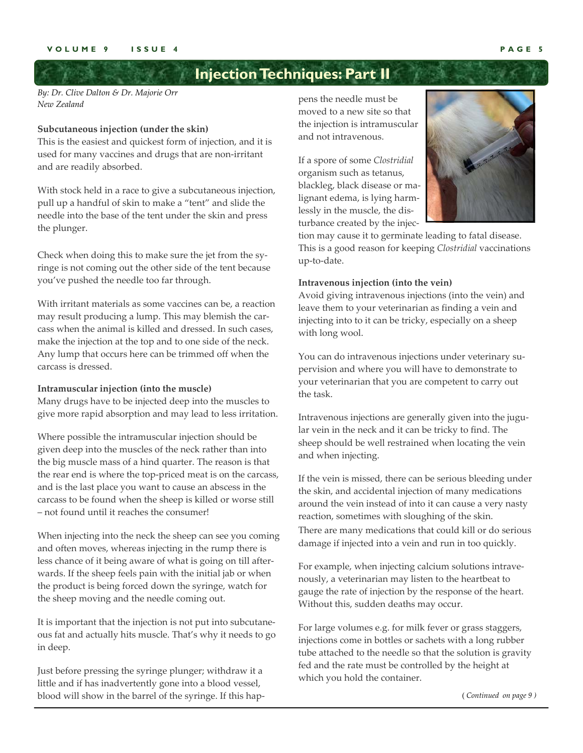## Injection Techniques: Part II

*By: Dr. Clive Dalton & Dr. Majorie Orr*
*New Zealand*

**Subcutaneous injection (under the skin)**
This is the easiest and quickest form of injection, and it is used for many vaccines and drugs that are non-irritant and are readily absorbed.

With stock held in a race to give a subcutaneous injection, pull up a handful of skin to make a "tent" and slide the needle into the base of the tent under the skin and press the plunger.

Check when doing this to make sure the jet from the syringe is not coming out the other side of the tent because you've pushed the needle too far through.

With irritant materials as some vaccines can be, a reaction may result producing a lump. This may blemish the carcass when the animal is killed and dressed. In such cases, make the injection at the top and to one side of the neck. Any lump that occurs here can be trimmed off when the carcass is dressed.

**Intramuscular injection (into the muscle)**
Many drugs have to be injected deep into the muscles to give more rapid absorption and may lead to less irritation.

Where possible the intramuscular injection should be given deep into the muscles of the neck rather than into the big muscle mass of a hind quarter. The reason is that the rear end is where the top-priced meat is on the carcass, and is the last place you want to cause an abscess in the carcass to be found when the sheep is killed or worse still – not found until it reaches the consumer!

When injecting into the neck the sheep can see you coming and often moves, whereas injecting in the rump there is less chance of it being aware of what is going on till afterwards. If the sheep feels pain with the initial jab or when the product is being forced down the syringe, watch for the sheep moving and the needle coming out.

It is important that the injection is not put into subcutaneous fat and actually hits muscle. That's why it needs to go in deep.

Just before pressing the syringe plunger; withdraw it a little and if has inadvertently gone into a blood vessel, blood will show in the barrel of the syringe. If this happens the needle must be moved to a new site so that the injection is intramuscular and not intravenous.

If a spore of some *Clostridial* organism such as tetanus, blackleg, black disease or malignant edema, is lying harmlessly in the muscle, the disturbance created by the injection may cause it to germinate leading to fatal disease. This is a good reason for keeping *Clostridial* vaccinations up-to-date.

**Intravenous injection (into the vein)**
Avoid giving intravenous injections (into the vein) and leave them to your veterinarian as finding a vein and injecting into to it can be tricky, especially on a sheep with long wool.

You can do intravenous injections under veterinary supervision and where you will have to demonstrate to your veterinarian that you are competent to carry out the task.

Intravenous injections are generally given into the jugular vein in the neck and it can be tricky to find. The sheep should be well restrained when locating the vein and when injecting.

If the vein is missed, there can be serious bleeding under the skin, and accidental injection of many medications around the vein instead of into it can cause a very nasty reaction, sometimes with sloughing of the skin.
There are many medications that could kill or do serious damage if injected into a vein and run in too quickly.

For example, when injecting calcium solutions intravenously, a veterinarian may listen to the heartbeat to gauge the rate of injection by the response of the heart. Without this, sudden deaths may occur.

For large volumes e.g. for milk fever or grass staggers, injections come in bottles or sachets with a long rubber tube attached to the needle so that the solution is gravity fed and the rate must be controlled by the height at which you hold the container.

*(Continued on page 9)*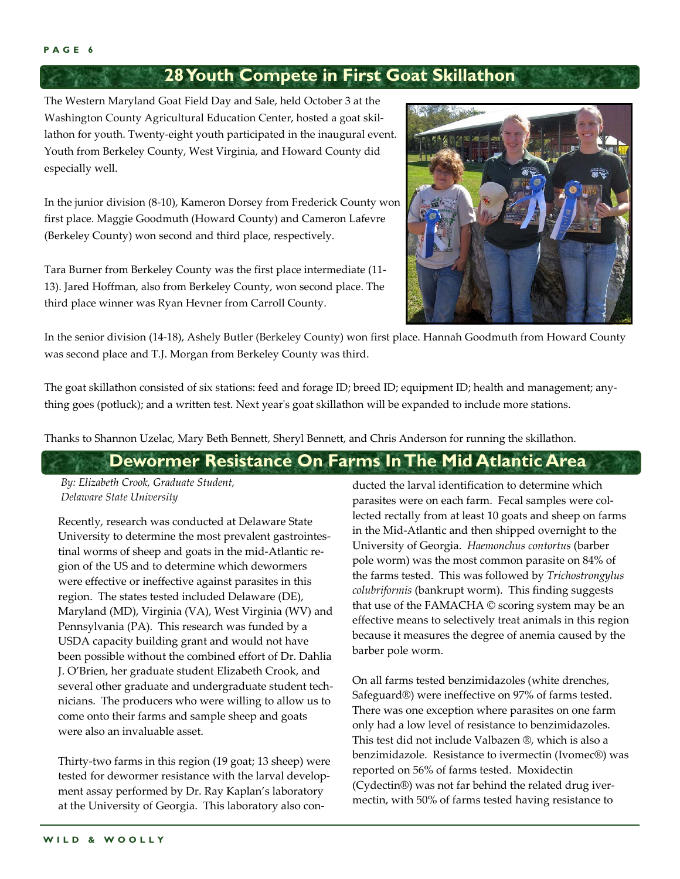## 28 Youth Compete in First Goat Skillathon

The Western Maryland Goat Field Day and Sale, held October 3 at the Washington County Agricultural Education Center, hosted a goat skillathon for youth. Twenty-eight youth participated in the inaugural event. Youth from Berkeley County, West Virginia, and Howard County did especially well.

In the junior division (8-10), Kameron Dorsey from Frederick County won first place. Maggie Goodmuth (Howard County) and Cameron Lafevre (Berkeley County) won second and third place, respectively.

Tara Burner from Berkeley County was the first place intermediate (11-13). Jared Hoffman, also from Berkeley County, won second place. The third place winner was Ryan Hevner from Carroll County.

In the senior division (14-18), Ashely Butler (Berkeley County) won first place. Hannah Goodmuth from Howard County was second place and T.J. Morgan from Berkeley County was third.

The goat skillathon consisted of six stations: feed and forage ID; breed ID; equipment ID; health and management; anything goes (potluck); and a written test. Next year's goat skillathon will be expanded to include more stations.

Thanks to Shannon Uzelac, Mary Beth Bennett, Sheryl Bennett, and Chris Anderson for running the skillathon.

## Dewormer Resistance On Farms In The Mid Atlantic Area

*By: Elizabeth Crook, Graduate Student, Delaware State University*

Recently, research was conducted at Delaware State University to determine the most prevalent gastrointestinal worms of sheep and goats in the mid-Atlantic region of the US and to determine which dewormers were effective or ineffective against parasites in this region. The states tested included Delaware (DE), Maryland (MD), Virginia (VA), West Virginia (WV) and Pennsylvania (PA). This research was funded by a USDA capacity building grant and would not have been possible without the combined effort of Dr. Dahlia J. O'Brien, her graduate student Elizabeth Crook, and several other graduate and undergraduate student technicians. The producers who were willing to allow us to come onto their farms and sample sheep and goats were also an invaluable asset.

Thirty-two farms in this region (19 goat; 13 sheep) were tested for dewormer resistance with the larval development assay performed by Dr. Ray Kaplan's laboratory at the University of Georgia. This laboratory also conducted the larval identification to determine which parasites were on each farm. Fecal samples were collected rectally from at least 10 goats and sheep on farms in the Mid-Atlantic and then shipped overnight to the University of Georgia. *Haemonchus contortus* (barber pole worm) was the most common parasite on 84% of the farms tested. This was followed by *Trichostrongylus colubriformis* (bankrupt worm). This finding suggests that use of the FAMACHA © scoring system may be an effective means to selectively treat animals in this region because it measures the degree of anemia caused by the barber pole worm.

On all farms tested benzimidazoles (white drenches, Safeguard®) were ineffective on 97% of farms tested. There was one exception where parasites on one farm only had a low level of resistance to benzimidazoles. This test did not include Valbazen ®, which is also a benzimidazole. Resistance to ivermectin (Ivomec®) was reported on 56% of farms tested. Moxidectin (Cydectin®) was not far behind the related drug ivermectin, with 50% of farms tested having resistance to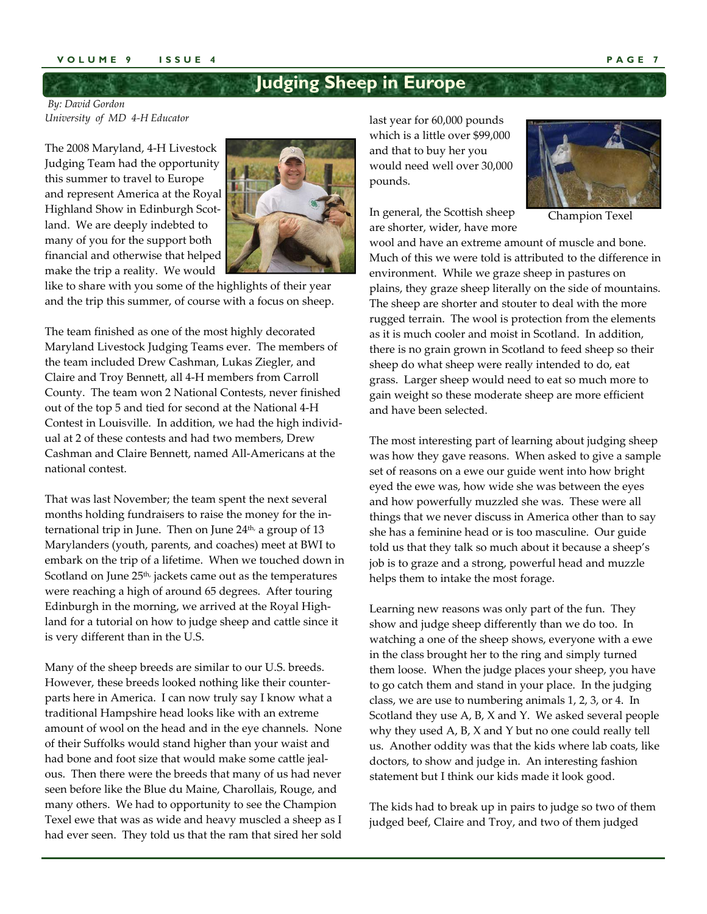# Judging Sheep in Europe

*By: David Gordon*
*University of MD 4-H Educator*

The 2008 Maryland, 4-H Livestock Judging Team had the opportunity this summer to travel to Europe and represent America at the Royal Highland Show in Edinburgh Scotland. We are deeply indebted to many of you for the support both financial and otherwise that helped make the trip a reality. We would like to share with you some of the highlights of their year and the trip this summer, of course with a focus on sheep.

The team finished as one of the most highly decorated Maryland Livestock Judging Teams ever. The members of the team included Drew Cashman, Lukas Ziegler, and Claire and Troy Bennett, all 4-H members from Carroll County. The team won 2 National Contests, never finished out of the top 5 and tied for second at the National 4-H Contest in Louisville. In addition, we had the high individual at 2 of these contests and had two members, Drew Cashman and Claire Bennett, named All-Americans at the national contest.

That was last November; the team spent the next several months holding fundraisers to raise the money for the international trip in June. Then on June 24th, a group of 13 Marylanders (youth, parents, and coaches) meet at BWI to embark on the trip of a lifetime. When we touched down in Scotland on June 25th, jackets came out as the temperatures were reaching a high of around 65 degrees. After touring Edinburgh in the morning, we arrived at the Royal Highland for a tutorial on how to judge sheep and cattle since it is very different than in the U.S.

Many of the sheep breeds are similar to our U.S. breeds. However, these breeds looked nothing like their counterparts here in America. I can now truly say I know what a traditional Hampshire head looks like with an extreme amount of wool on the head and in the eye channels. None of their Suffolks would stand higher than your waist and had bone and foot size that would make some cattle jealous. Then there were the breeds that many of us had never seen before like the Blue du Maine, Charollais, Rouge, and many others. We had to opportunity to see the Champion Texel ewe that was as wide and heavy muscled a sheep as I had ever seen. They told us that the ram that sired her sold last year for 60,000 pounds which is a little over $99,000 and that to buy her you would need well over 30,000 pounds.

Champion Texel

In general, the Scottish sheep are shorter, wider, have more wool and have an extreme amount of muscle and bone. Much of this we were told is attributed to the difference in environment. While we graze sheep in pastures on plains, they graze sheep literally on the side of mountains. The sheep are shorter and stouter to deal with the more rugged terrain. The wool is protection from the elements as it is much cooler and moist in Scotland. In addition, there is no grain grown in Scotland to feed sheep so their sheep do what sheep were really intended to do, eat grass. Larger sheep would need to eat so much more to gain weight so these moderate sheep are more efficient and have been selected.

The most interesting part of learning about judging sheep was how they gave reasons. When asked to give a sample set of reasons on a ewe our guide went into how bright eyed the ewe was, how wide she was between the eyes and how powerfully muzzled she was. These were all things that we never discuss in America other than to say she has a feminine head or is too masculine. Our guide told us that they talk so much about it because a sheep's job is to graze and a strong, powerful head and muzzle helps them to intake the most forage.

Learning new reasons was only part of the fun. They show and judge sheep differently than we do too. In watching a one of the sheep shows, everyone with a ewe in the class brought her to the ring and simply turned them loose. When the judge places your sheep, you have to go catch them and stand in your place. In the judging class, we are use to numbering animals 1, 2, 3, or 4. In Scotland they use A, B, X and Y. We asked several people why they used A, B, X and Y but no one could really tell us. Another oddity was that the kids where lab coats, like doctors, to show and judge in. An interesting fashion statement but I think our kids made it look good.

The kids had to break up in pairs to judge so two of them judged beef, Claire and Troy, and two of them judged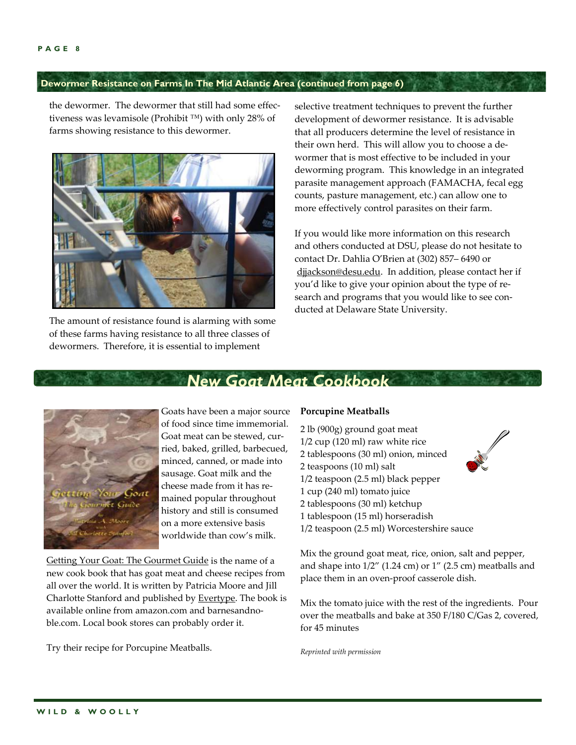## Dewormer Resistance on Farms In The Mid Atlantic Area (continued from page 6)

the dewormer. The dewormer that still had some effectiveness was levamisole (Prohibit ™) with only 28% of farms showing resistance to this dewormer.

The amount of resistance found is alarming with some of these farms having resistance to all three classes of dewormers. Therefore, it is essential to implement selective treatment techniques to prevent the further development of dewormer resistance. It is advisable that all producers determine the level of resistance in their own herd. This will allow you to choose a dewormer that is most effective to be included in your deworming program. This knowledge in an integrated parasite management approach (FAMACHA, fecal egg counts, pasture management, etc.) can allow one to more effectively control parasites on their farm.

If you would like more information on this research and others conducted at DSU, please do not hesitate to contact Dr. Dahlia O'Brien at (302) 857– 6490 or djjackson@desu.edu. In addition, please contact her if you'd like to give your opinion about the type of research and programs that you would like to see conducted at Delaware State University.

## New Goat Meat Cookbook

Goats have been a major source of food since time immemorial. Goat meat can be stewed, curried, baked, grilled, barbecued, minced, canned, or made into sausage. Goat milk and the cheese made from it has remained popular throughout history and still is consumed on a more extensive basis worldwide than cow's milk.

Getting Your Goat: The Gourmet Guide is the name of a new cook book that has goat meat and cheese recipes from all over the world. It is written by Patricia Moore and Jill Charlotte Stanford and published by Evertype. The book is available online from amazon.com and barnesandnoble.com. Local book stores can probably order it.

Try their recipe for Porcupine Meatballs.

**Porcupine Meatballs**

2 lb (900g) ground goat meat
1/2 cup (120 ml) raw white rice
2 tablespoons (30 ml) onion, minced
2 teaspoons (10 ml) salt
1/2 teaspoon (2.5 ml) black pepper
1 cup (240 ml) tomato juice
2 tablespoons (30 ml) ketchup
1 tablespoon (15 ml) horseradish
1/2 teaspoon (2.5 ml) Worcestershire sauce

Mix the ground goat meat, rice, onion, salt and pepper, and shape into 1/2" (1.24 cm) or 1" (2.5 cm) meatballs and place them in an oven-proof casserole dish.

Mix the tomato juice with the rest of the ingredients. Pour over the meatballs and bake at 350 F/180 C/Gas 2, covered, for 45 minutes

*Reprinted with permission*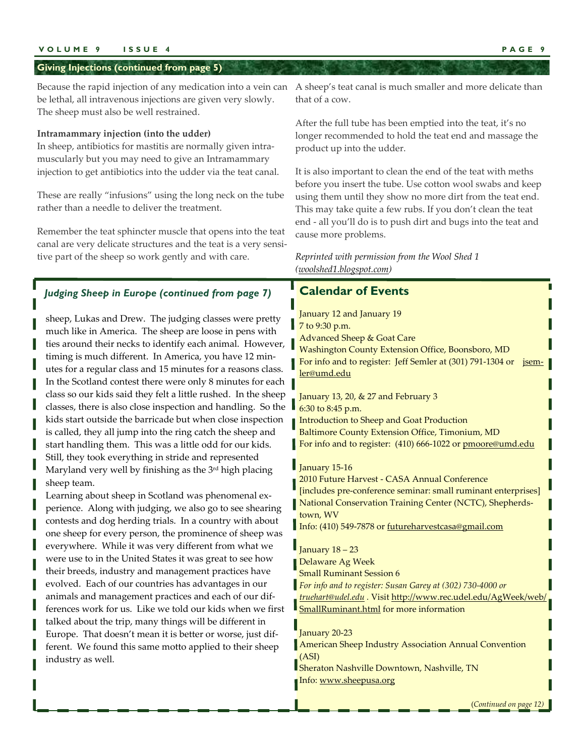## Giving Injections (continued from page 5)

Because the rapid injection of any medication into a vein can be lethal, all intravenous injections are given very slowly. The sheep must also be well restrained.

**Intramammary injection (into the udder)**

In sheep, antibiotics for mastitis are normally given intramuscularly but you may need to give an Intramammary injection to get antibiotics into the udder via the teat canal.

These are really "infusions" using the long neck on the tube rather than a needle to deliver the treatment.

Remember the teat sphincter muscle that opens into the teat canal are very delicate structures and the teat is a very sensitive part of the sheep so work gently and with care.

A sheep's teat canal is much smaller and more delicate than that of a cow.

After the full tube has been emptied into the teat, it's no longer recommended to hold the teat end and massage the product up into the udder.

It is also important to clean the end of the teat with meths before you insert the tube. Use cotton wool swabs and keep using them until they show no more dirt from the teat end. This may take quite a few rubs. If you don't clean the teat end - all you'll do is to push dirt and bugs into the teat and cause more problems.

*Reprinted with permission from the Wool Shed 1 (woolshed1.blogspot.com)*

## *Judging Sheep in Europe (continued from page 7)*

sheep, Lukas and Drew. The judging classes were pretty much like in America. The sheep are loose in pens with ties around their necks to identify each animal. However, timing is much different. In America, you have 12 minutes for a regular class and 15 minutes for a reasons class. In the Scotland contest there were only 8 minutes for each class so our kids said they felt a little rushed. In the sheep classes, there is also close inspection and handling. So the kids start outside the barricade but when close inspection is called, they all jump into the ring catch the sheep and start handling them. This was a little odd for our kids. Still, they took everything in stride and represented Maryland very well by finishing as the 3rd high placing sheep team.

Learning about sheep in Scotland was phenomenal experience. Along with judging, we also go to see shearing contests and dog herding trials. In a country with about one sheep for every person, the prominence of sheep was everywhere. While it was very different from what we were use to in the United States it was great to see how their breeds, industry and management practices have evolved. Each of our countries has advantages in our animals and management practices and each of our differences work for us. Like we told our kids when we first talked about the trip, many things will be different in Europe. That doesn't mean it is better or worse, just different. We found this same motto applied to their sheep industry as well.

## Calendar of Events

January 12 and January 19
7 to 9:30 p.m.
Advanced Sheep & Goat Care
Washington County Extension Office, Boonsboro, MD
For info and to register: Jeff Semler at (301) 791-1304 or jsemler@umd.edu

January 13, 20, & 27 and February 3
6:30 to 8:45 p.m.
Introduction to Sheep and Goat Production
Baltimore County Extension Office, Timonium, MD
For info and to register: (410) 666-1022 or pmoore@umd.edu

January 15-16
2010 Future Harvest - CASA Annual Conference
[includes pre-conference seminar: small ruminant enterprises]
National Conservation Training Center (NCTC), Shepherdstown, WV
Info: (410) 549-7878 or futureharvestcasa@gmail.com

January 18 – 23
Delaware Ag Week
Small Ruminant Session 6
*For info and to register: Susan Garey at (302) 730-4000 or truehart@udel.edu*. Visit http://www.rec.udel.edu/AgWeek/web/SmallRuminant.html for more information

January 20-23
American Sheep Industry Association Annual Convention (ASI)
Sheraton Nashville Downtown, Nashville, TN
Info: www.sheepusa.org

(*Continued on page 12*)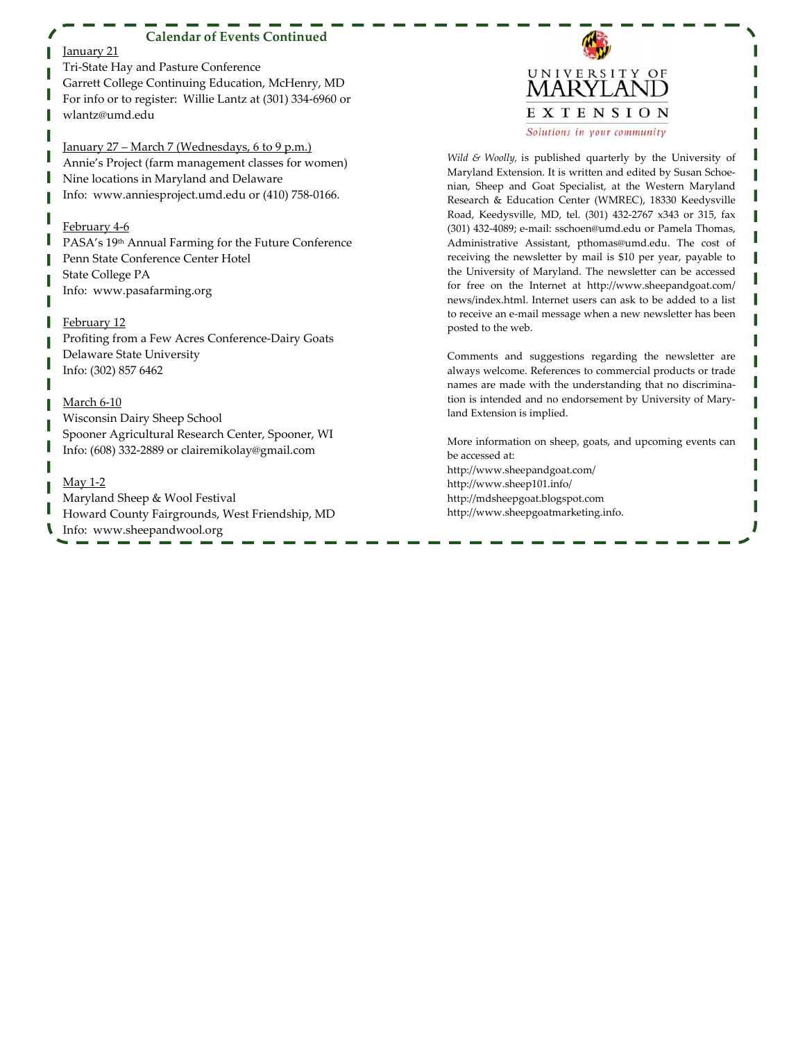## Calendar of Events Continued

January 21
Tri-State Hay and Pasture Conference
Garrett College Continuing Education, McHenry, MD
For info or to register: Willie Lantz at (301) 334-6960 or wlantz@umd.edu

January 27 – March 7 (Wednesdays, 6 to 9 p.m.)
Annie's Project (farm management classes for women)
Nine locations in Maryland and Delaware
Info: www.anniesproject.umd.edu or (410) 758-0166.

February 4-6
PASA's 19th Annual Farming for the Future Conference
Penn State Conference Center Hotel
State College PA
Info: www.pasafarming.org

February 12
Profiting from a Few Acres Conference-Dairy Goats
Delaware State University
Info: (302) 857 6462

March 6-10
Wisconsin Dairy Sheep School
Spooner Agricultural Research Center, Spooner, WI
Info: (608) 332-2889 or clairemikolay@gmail.com

May 1-2
Maryland Sheep & Wool Festival
Howard County Fairgrounds, West Friendship, MD
Info: www.sheepandwool.org

UNIVERSITY OF MARYLAND EXTENSION
*Solutions in your community*

*Wild & Woolly*, is published quarterly by the University of Maryland Extension. It is written and edited by Susan Schoenian, Sheep and Goat Specialist, at the Western Maryland Research & Education Center (WMREC), 18330 Keedysville Road, Keedysville, MD, tel. (301) 432-2767 x343 or 315, fax (301) 432-4089; e-mail: sschoen@umd.edu or Pamela Thomas, Administrative Assistant, pthomas@umd.edu. The cost of receiving the newsletter by mail is $10 per year, payable to the University of Maryland. The newsletter can be accessed for free on the Internet at http://www.sheepandgoat.com/news/index.html. Internet users can ask to be added to a list to receive an e-mail message when a new newsletter has been posted to the web.

Comments and suggestions regarding the newsletter are always welcome. References to commercial products or trade names are made with the understanding that no discrimination is intended and no endorsement by University of Maryland Extension is implied.

More information on sheep, goats, and upcoming events can be accessed at:
http://www.sheepandgoat.com/
http://www.sheep101.info/
http://mdsheepgoat.blogspot.com
http://www.sheepgoatmarketing.info.